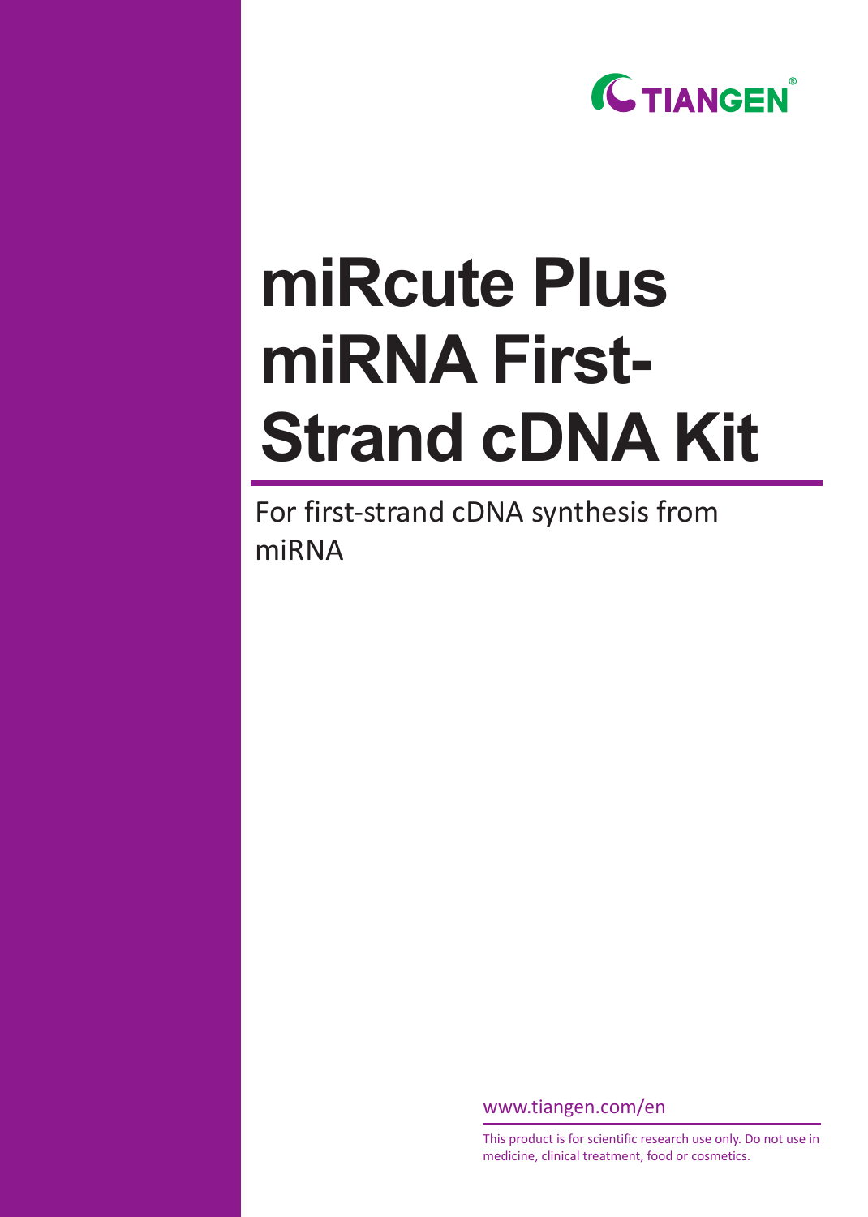TIANGEN®

# miRcute Plus miRNA First-Strand cDNA Kit

For first-strand cDNA synthesis from miRNA

www.tiangen.com/en

This product is for scientific research use only. Do not use in medicine, clinical treatment, food or cosmetics.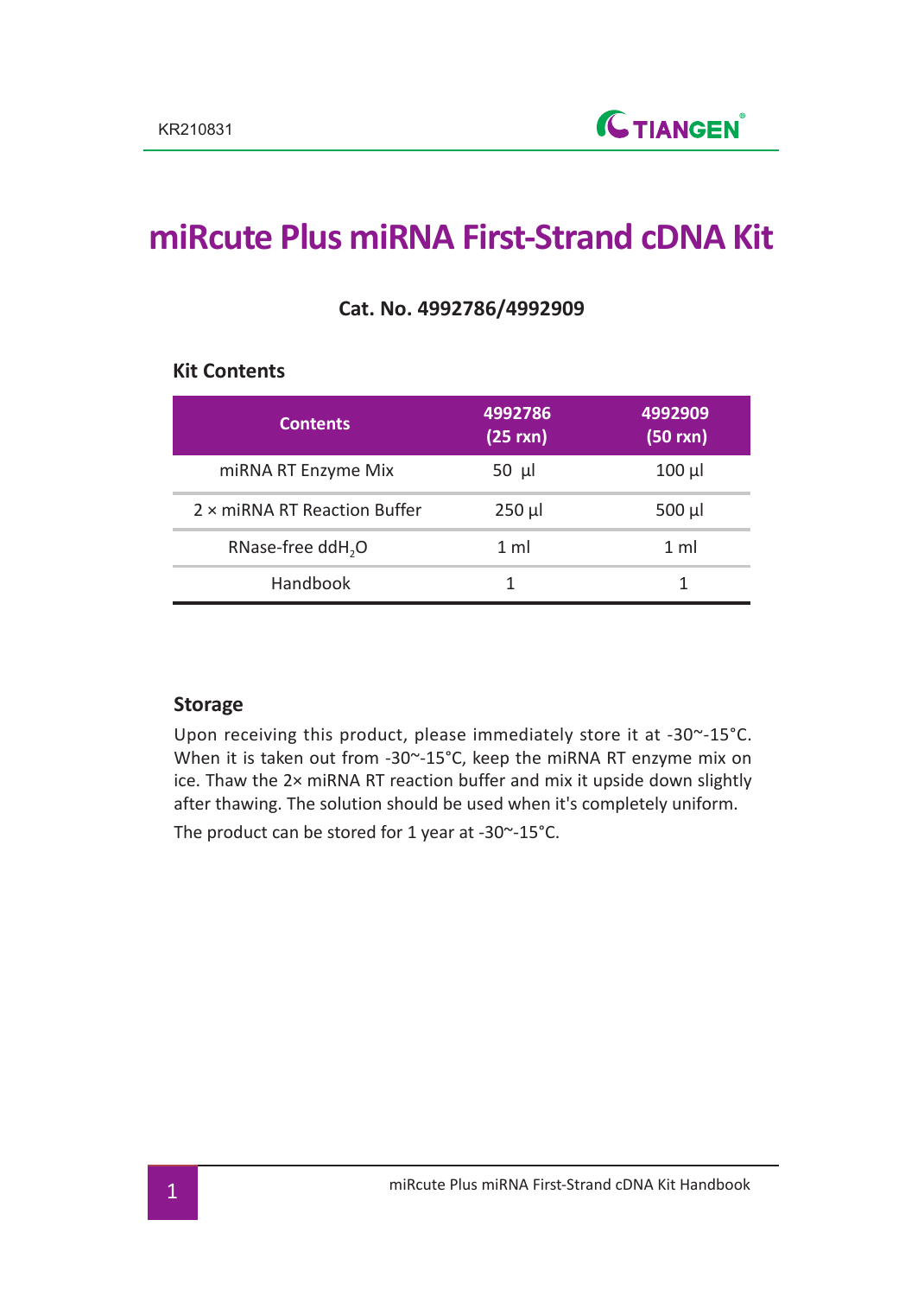# miRcute Plus miRNA First-Strand cDNA Kit

**Cat. No. 4992786/4992909**

### Kit Contents

| Contents | 4992786 (25 rxn) | 4992909 (50 rxn) |
| --- | --- | --- |
| miRNA RT Enzyme Mix | 50 μl | 100 μl |
| 2 × miRNA RT Reaction Buffer | 250 μl | 500 μl |
| RNase-free $ddH_2O$ | 1 ml | 1 ml |
| Handbook | 1 | 1 |

### Storage

Upon receiving this product, please immediately store it at -30~-15°C. When it is taken out from -30~-15°C, keep the miRNA RT enzyme mix on ice. Thaw the 2× miRNA RT reaction buffer and mix it upside down slightly after thawing. The solution should be used when it's completely uniform.

The product can be stored for 1 year at -30~-15°C.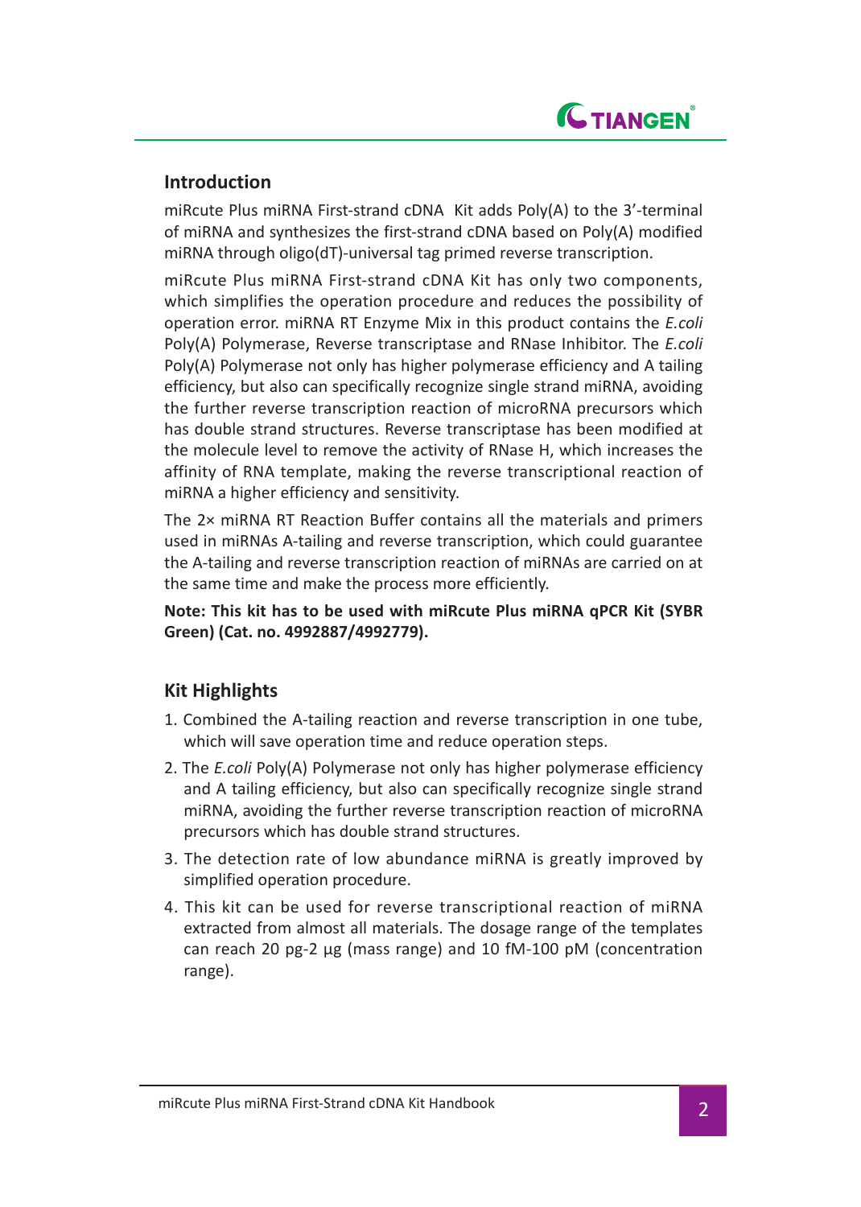## Introduction

miRcute Plus miRNA First-strand cDNA  Kit adds Poly(A) to the 3'-terminal of miRNA and synthesizes the first-strand cDNA based on Poly(A) modified miRNA through oligo(dT)-universal tag primed reverse transcription.

miRcute Plus miRNA First-strand cDNA Kit has only two components, which simplifies the operation procedure and reduces the possibility of operation error. miRNA RT Enzyme Mix in this product contains the *E.coli* Poly(A) Polymerase, Reverse transcriptase and RNase Inhibitor. The *E.coli* Poly(A) Polymerase not only has higher polymerase efficiency and A tailing efficiency, but also can specifically recognize single strand miRNA, avoiding the further reverse transcription reaction of microRNA precursors which has double strand structures. Reverse transcriptase has been modified at the molecule level to remove the activity of RNase H, which increases the affinity of RNA template, making the reverse transcriptional reaction of miRNA a higher efficiency and sensitivity.

The 2× miRNA RT Reaction Buffer contains all the materials and primers used in miRNAs A-tailing and reverse transcription, which could guarantee the A-tailing and reverse transcription reaction of miRNAs are carried on at the same time and make the process more efficiently.

**Note: This kit has to be used with miRcute Plus miRNA qPCR Kit (SYBR Green) (Cat. no. 4992887/4992779).**

## Kit Highlights

1. Combined the A-tailing reaction and reverse transcription in one tube, which will save operation time and reduce operation steps.
2. The *E.coli* Poly(A) Polymerase not only has higher polymerase efficiency and A tailing efficiency, but also can specifically recognize single strand miRNA, avoiding the further reverse transcription reaction of microRNA precursors which has double strand structures.
3. The detection rate of low abundance miRNA is greatly improved by simplified operation procedure.
4. This kit can be used for reverse transcriptional reaction of miRNA extracted from almost all materials. The dosage range of the templates can reach 20 pg-2 μg (mass range) and 10 fM-100 pM (concentration range).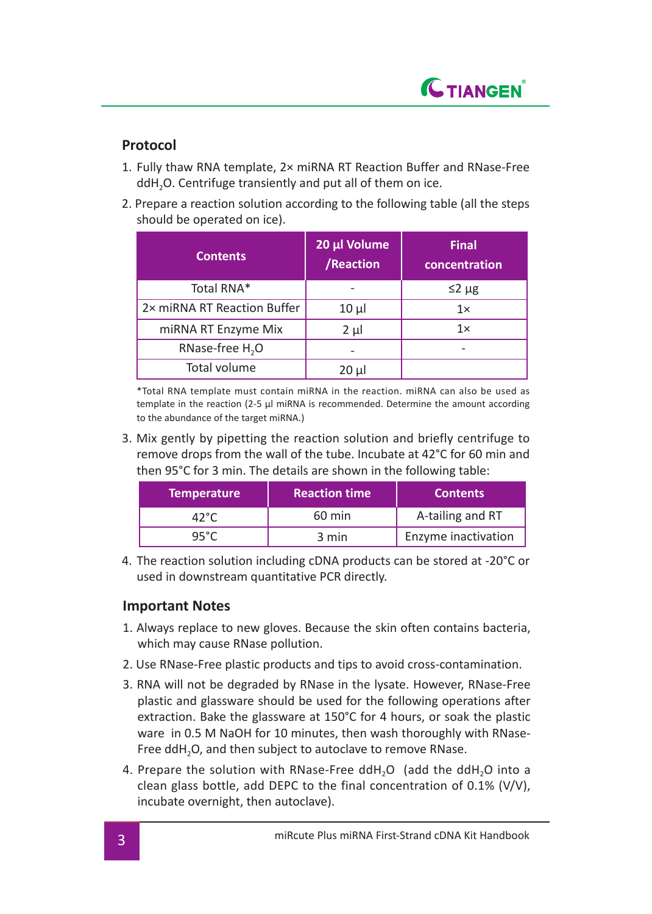## Protocol

1. Fully thaw RNA template, 2× miRNA RT Reaction Buffer and RNase-Free $ddH_2O$. Centrifuge transiently and put all of them on ice.
2. Prepare a reaction solution according to the following table (all the steps should be operated on ice).

| Contents | 20 µl Volume /Reaction | Final concentration |
|---|---|---|
| Total RNA* | - | ≤2 µg |
| 2× miRNA RT Reaction Buffer | 10 µl | 1× |
| miRNA RT Enzyme Mix | 2 µl | 1× |
| RNase-free $H_2O$ | - | - |
| Total volume | 20 µl | |

*Total RNA template must contain miRNA in the reaction. miRNA can also be used as template in the reaction (2-5 µl miRNA is recommended. Determine the amount according to the abundance of the target miRNA.)

3. Mix gently by pipetting the reaction solution and briefly centrifuge to remove drops from the wall of the tube. Incubate at 42°C for 60 min and then 95°C for 3 min. The details are shown in the following table:

| Temperature | Reaction time | Contents |
|---|---|---|
| 42°C | 60 min | A-tailing and RT |
| 95°C | 3 min | Enzyme inactivation |

4. The reaction solution including cDNA products can be stored at -20°C or used in downstream quantitative PCR directly.

## Important Notes

1. Always replace to new gloves. Because the skin often contains bacteria, which may cause RNase pollution.
2. Use RNase-Free plastic products and tips to avoid cross-contamination.
3. RNA will not be degraded by RNase in the lysate. However, RNase-Free plastic and glassware should be used for the following operations after extraction. Bake the glassware at 150°C for 4 hours, or soak the plastic ware in 0.5 M NaOH for 10 minutes, then wash thoroughly with RNase-Free $ddH_2O$, and then subject to autoclave to remove RNase.
4. Prepare the solution with RNase-Free $ddH_2O$ (add the $ddH_2O$ into a clean glass bottle, add DEPC to the final concentration of 0.1% (V/V), incubate overnight, then autoclave).